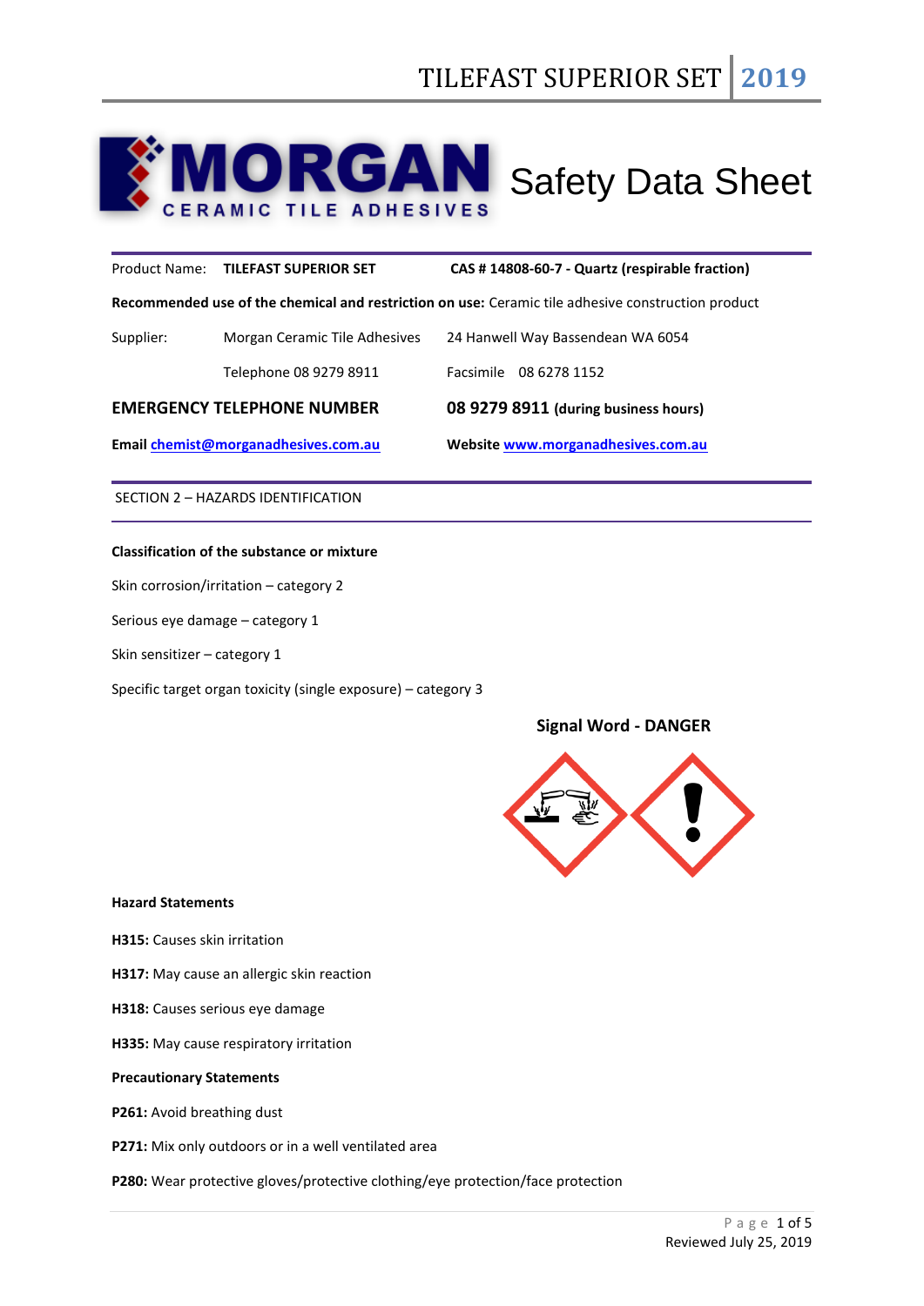# MORGAN CERAMIC TILE ADHESIVES — Safety Data Sheet

| | | |
|---|---|---|
| Product Name: | **TILEFAST SUPERIOR SET** | **CAS # 14808-60-7 - Quartz (respirable fraction)** |

**Recommended use of the chemical and restriction on use:** Ceramic tile adhesive construction product

| | | |
|---|---|---|
| Supplier: | Morgan Ceramic Tile Adhesives | 24 Hanwell Way Bassendean WA 6054 |
| | Telephone 08 9279 8911 | Facsimile 08 6278 1152 |

**EMERGENCY TELEPHONE NUMBER** **08 9279 8911 (during business hours)**

**Email** chemist@morganadhesives.com.au **Website** www.morganadhesives.com.au

## SECTION 2 – HAZARDS IDENTIFICATION

**Classification of the substance or mixture**

Skin corrosion/irritation – category 2

Serious eye damage – category 1

Skin sensitizer – category 1

Specific target organ toxicity (single exposure) – category 3

**Signal Word - DANGER**

**Hazard Statements**

**H315:** Causes skin irritation

**H317:** May cause an allergic skin reaction

**H318:** Causes serious eye damage

**H335:** May cause respiratory irritation

**Precautionary Statements**

**P261:** Avoid breathing dust

**P271:** Mix only outdoors or in a well ventilated area

**P280:** Wear protective gloves/protective clothing/eye protection/face protection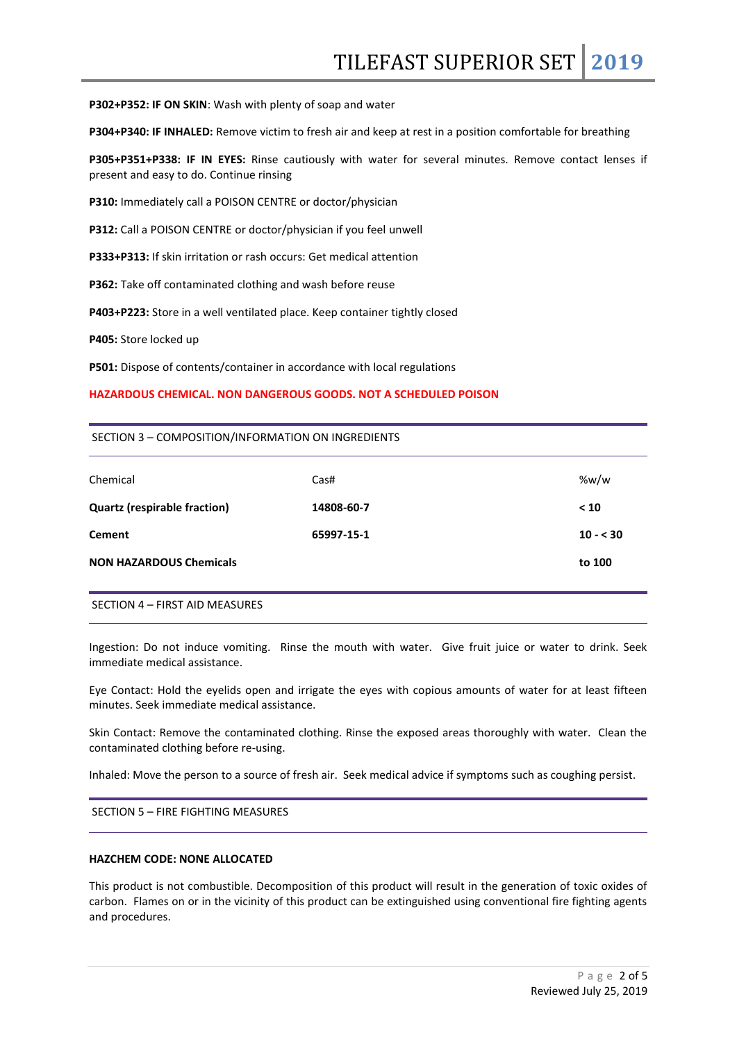**P302+P352: IF ON SKIN**: Wash with plenty of soap and water

**P304+P340: IF INHALED:** Remove victim to fresh air and keep at rest in a position comfortable for breathing

**P305+P351+P338: IF IN EYES:** Rinse cautiously with water for several minutes. Remove contact lenses if present and easy to do. Continue rinsing

**P310:** Immediately call a POISON CENTRE or doctor/physician

**P312:** Call a POISON CENTRE or doctor/physician if you feel unwell

**P333+P313:** If skin irritation or rash occurs: Get medical attention

**P362:** Take off contaminated clothing and wash before reuse

**P403+P223:** Store in a well ventilated place. Keep container tightly closed

**P405:** Store locked up

**P501:** Dispose of contents/container in accordance with local regulations

**HAZARDOUS CHEMICAL. NON DANGEROUS GOODS. NOT A SCHEDULED POISON**

## SECTION 3 – COMPOSITION/INFORMATION ON INGREDIENTS

| Chemical | Cas# | %w/w |
|---|---|---|
| **Quartz (respirable fraction)** | **14808-60-7** | **< 10** |
| **Cement** | **65997-15-1** | **10 - < 30** |
| **NON HAZARDOUS Chemicals** | | **to 100** |

## SECTION 4 – FIRST AID MEASURES

Ingestion: Do not induce vomiting. Rinse the mouth with water. Give fruit juice or water to drink. Seek immediate medical assistance.

Eye Contact: Hold the eyelids open and irrigate the eyes with copious amounts of water for at least fifteen minutes. Seek immediate medical assistance.

Skin Contact: Remove the contaminated clothing. Rinse the exposed areas thoroughly with water. Clean the contaminated clothing before re-using.

Inhaled: Move the person to a source of fresh air. Seek medical advice if symptoms such as coughing persist.

## SECTION 5 – FIRE FIGHTING MEASURES

**HAZCHEM CODE: NONE ALLOCATED**

This product is not combustible. Decomposition of this product will result in the generation of toxic oxides of carbon. Flames on or in the vicinity of this product can be extinguished using conventional fire fighting agents and procedures.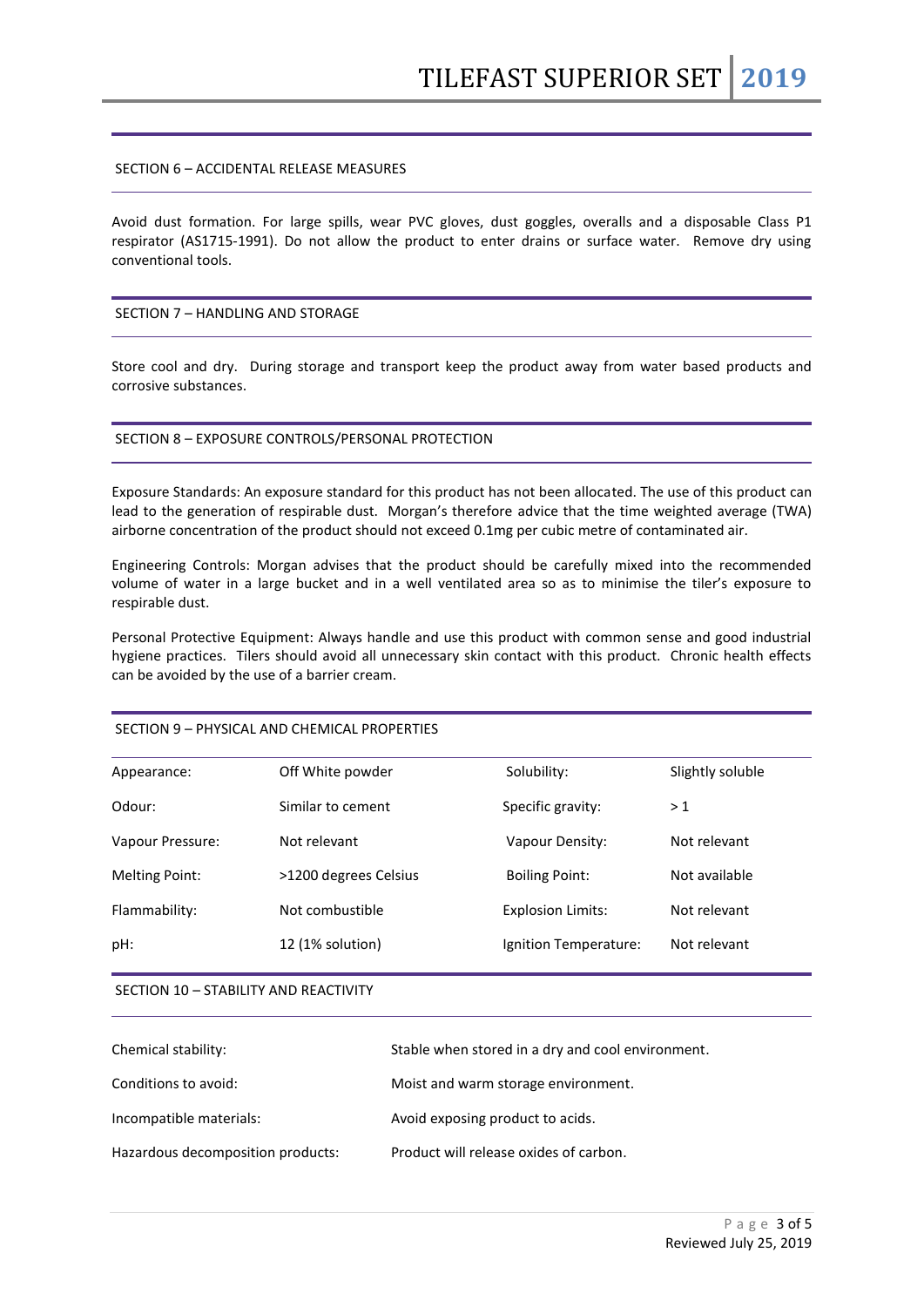## SECTION 6 – ACCIDENTAL RELEASE MEASURES

Avoid dust formation. For large spills, wear PVC gloves, dust goggles, overalls and a disposable Class P1 respirator (AS1715-1991). Do not allow the product to enter drains or surface water. Remove dry using conventional tools.

## SECTION 7 – HANDLING AND STORAGE

Store cool and dry. During storage and transport keep the product away from water based products and corrosive substances.

## SECTION 8 – EXPOSURE CONTROLS/PERSONAL PROTECTION

Exposure Standards: An exposure standard for this product has not been allocated. The use of this product can lead to the generation of respirable dust. Morgan's therefore advice that the time weighted average (TWA) airborne concentration of the product should not exceed 0.1mg per cubic metre of contaminated air.

Engineering Controls: Morgan advises that the product should be carefully mixed into the recommended volume of water in a large bucket and in a well ventilated area so as to minimise the tiler's exposure to respirable dust.

Personal Protective Equipment: Always handle and use this product with common sense and good industrial hygiene practices. Tilers should avoid all unnecessary skin contact with this product. Chronic health effects can be avoided by the use of a barrier cream.

## SECTION 9 – PHYSICAL AND CHEMICAL PROPERTIES

| | | | |
|---|---|---|---|
| Appearance: | Off White powder | Solubility: | Slightly soluble |
| Odour: | Similar to cement | Specific gravity: | > 1 |
| Vapour Pressure: | Not relevant | Vapour Density: | Not relevant |
| Melting Point: | >1200 degrees Celsius | Boiling Point: | Not available |
| Flammability: | Not combustible | Explosion Limits: | Not relevant |
| pH: | 12 (1% solution) | Ignition Temperature: | Not relevant |

## SECTION 10 – STABILITY AND REACTIVITY

| | |
|---|---|
| Chemical stability: | Stable when stored in a dry and cool environment. |
| Conditions to avoid: | Moist and warm storage environment. |
| Incompatible materials: | Avoid exposing product to acids. |
| Hazardous decomposition products: | Product will release oxides of carbon. |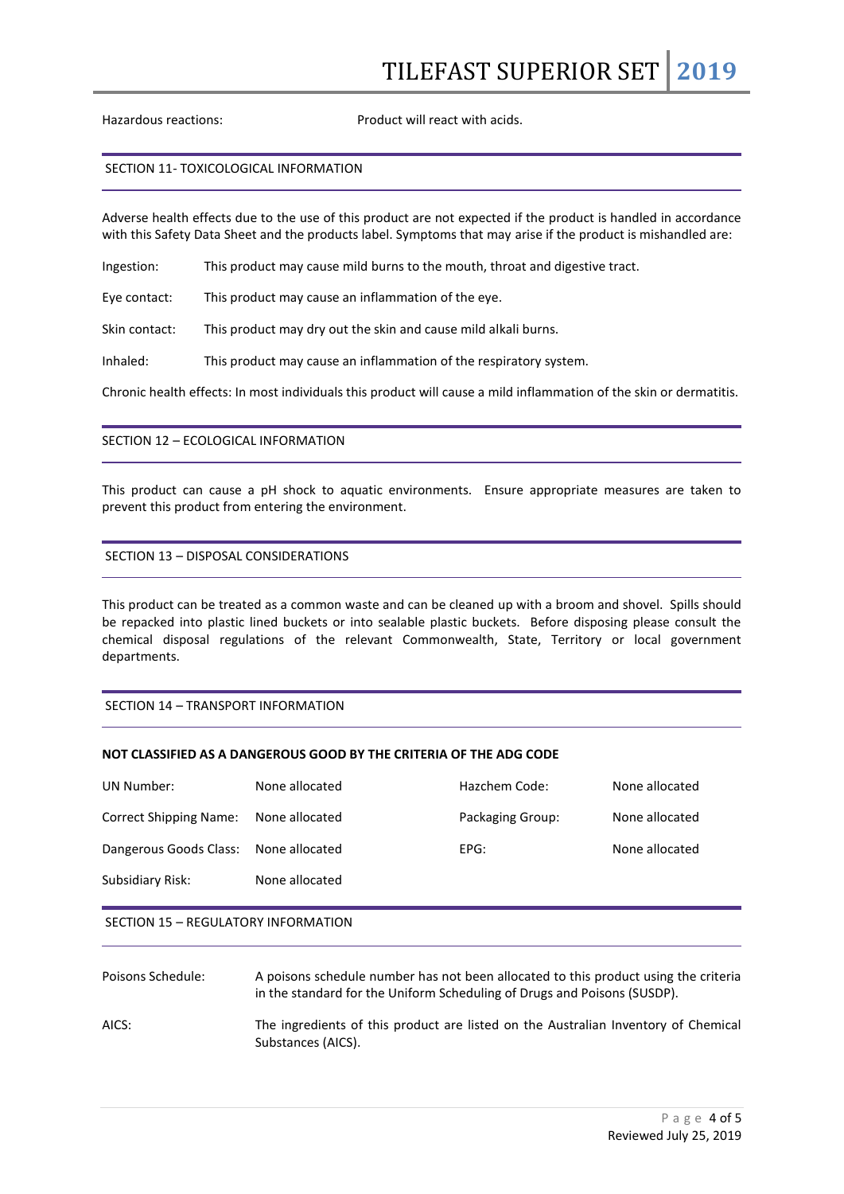Hazardous reactions: Product will react with acids.

## SECTION 11- TOXICOLOGICAL INFORMATION

Adverse health effects due to the use of this product are not expected if the product is handled in accordance with this Safety Data Sheet and the products label. Symptoms that may arise if the product is mishandled are:

Ingestion: This product may cause mild burns to the mouth, throat and digestive tract.

Eye contact: This product may cause an inflammation of the eye.

Skin contact: This product may dry out the skin and cause mild alkali burns.

Inhaled: This product may cause an inflammation of the respiratory system.

Chronic health effects: In most individuals this product will cause a mild inflammation of the skin or dermatitis.

## SECTION 12 – ECOLOGICAL INFORMATION

This product can cause a pH shock to aquatic environments. Ensure appropriate measures are taken to prevent this product from entering the environment.

## SECTION 13 – DISPOSAL CONSIDERATIONS

This product can be treated as a common waste and can be cleaned up with a broom and shovel. Spills should be repacked into plastic lined buckets or into sealable plastic buckets. Before disposing please consult the chemical disposal regulations of the relevant Commonwealth, State, Territory or local government departments.

## SECTION 14 – TRANSPORT INFORMATION

**NOT CLASSIFIED AS A DANGEROUS GOOD BY THE CRITERIA OF THE ADG CODE**

| | | | |
|---|---|---|---|
| UN Number: | None allocated | Hazchem Code: | None allocated |
| Correct Shipping Name: | None allocated | Packaging Group: | None allocated |
| Dangerous Goods Class: | None allocated | EPG: | None allocated |
| Subsidiary Risk: | None allocated | | |

## SECTION 15 – REGULATORY INFORMATION

Poisons Schedule: A poisons schedule number has not been allocated to this product using the criteria in the standard for the Uniform Scheduling of Drugs and Poisons (SUSDP).

AICS: The ingredients of this product are listed on the Australian Inventory of Chemical Substances (AICS).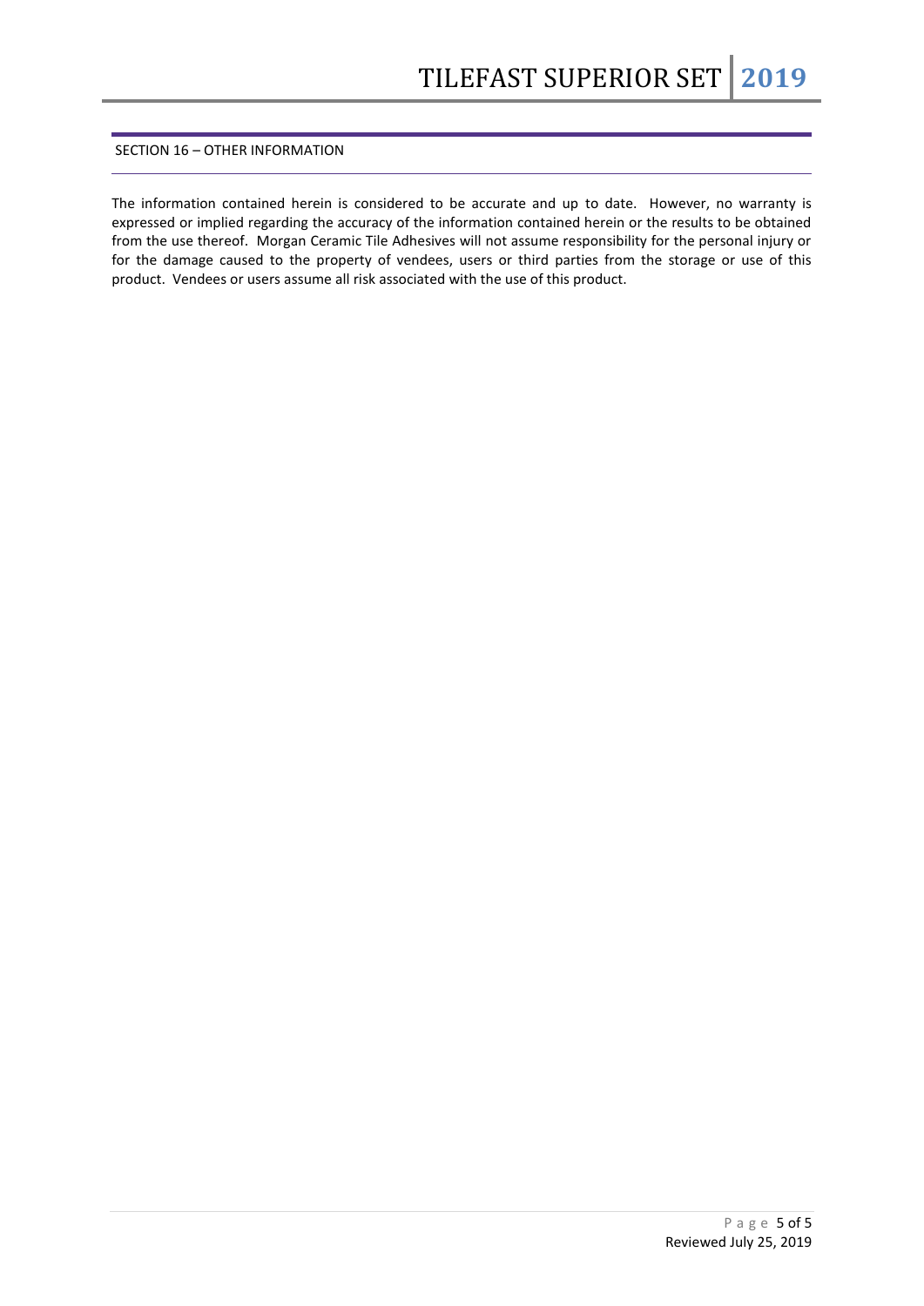## SECTION 16 – OTHER INFORMATION

The information contained herein is considered to be accurate and up to date. However, no warranty is expressed or implied regarding the accuracy of the information contained herein or the results to be obtained from the use thereof. Morgan Ceramic Tile Adhesives will not assume responsibility for the personal injury or for the damage caused to the property of vendees, users or third parties from the storage or use of this product. Vendees or users assume all risk associated with the use of this product.

Reviewed July 25, 2019